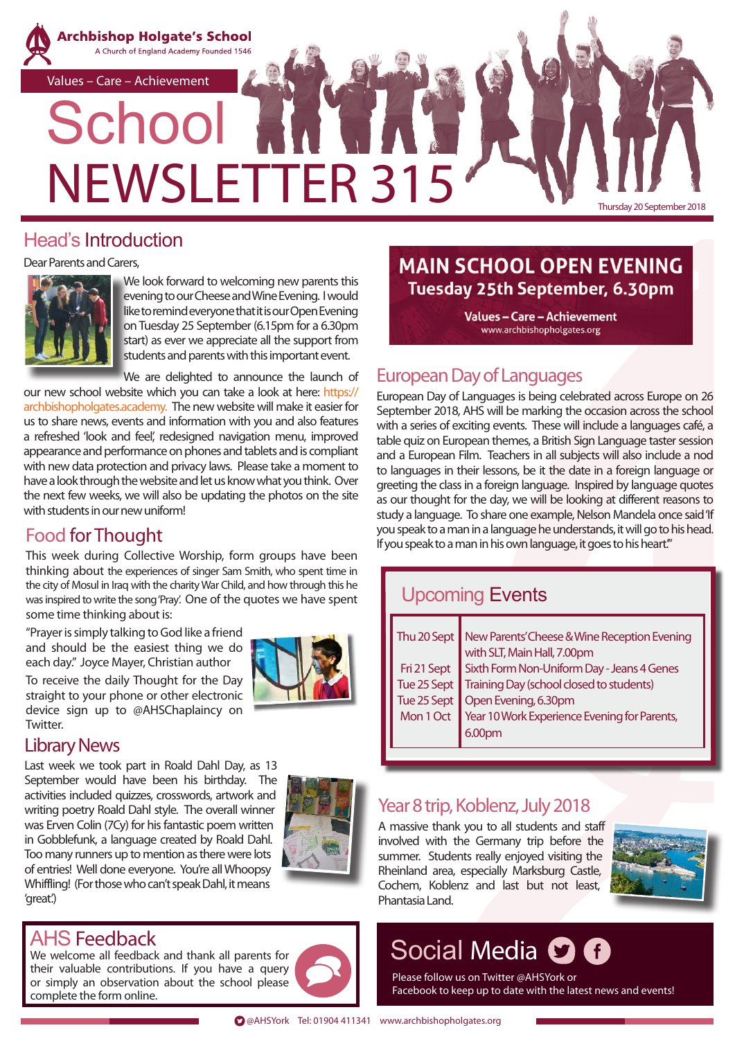# Archbishop Holgate's School

A Church of England Academy Founded 1546

Values – Care – Achievement

# School NEWSLETTER 315

Thursday 20 September 2018

## Head's Introduction

Dear Parents and Carers,

We look forward to welcoming new parents this evening to our Cheese and Wine Evening. I would like to remind everyone that it is our Open Evening on Tuesday 25 September (6.15pm for a 6.30pm start) as ever we appreciate all the support from students and parents with this important event.

We are delighted to announce the launch of our new school website which you can take a look at here: https://archbishopholgates.academy. The new website will make it easier for us to share news, events and information with you and also features a refreshed 'look and feel', redesigned navigation menu, improved appearance and performance on phones and tablets and is compliant with new data protection and privacy laws. Please take a moment to have a look through the website and let us know what you think. Over the next few weeks, we will also be updating the photos on the site with students in our new uniform!

## Food for Thought

This week during Collective Worship, form groups have been thinking about the experiences of singer Sam Smith, who spent time in the city of Mosul in Iraq with the charity War Child, and how through this he was inspired to write the song 'Pray'. One of the quotes we have spent some time thinking about is:

"Prayer is simply talking to God like a friend and should be the easiest thing we do each day." Joyce Mayer, Christian author

To receive the daily Thought for the Day straight to your phone or other electronic device sign up to @AHSChaplaincy on Twitter.

## Library News

Last week we took part in Roald Dahl Day, as 13 September would have been his birthday. The activities included quizzes, crosswords, artwork and writing poetry Roald Dahl style. The overall winner was Erven Colin (7Cy) for his fantastic poem written in Gobblefunk, a language created by Roald Dahl. Too many runners up to mention as there were lots of entries! Well done everyone. You're all Whoopsy Whiffling! (For those who can't speak Dahl, it means 'great'.)

## AHS Feedback

We welcome all feedback and thank all parents for their valuable contributions. If you have a query or simply an observation about the school please complete the form online.

## MAIN SCHOOL OPEN EVENING

**Tuesday 25th September, 6.30pm**

Values – Care – Achievement
www.archbishopholgates.org

## European Day of Languages

European Day of Languages is being celebrated across Europe on 26 September 2018, AHS will be marking the occasion across the school with a series of exciting events. These will include a languages café, a table quiz on European themes, a British Sign Language taster session and a European Film. Teachers in all subjects will also include a nod to languages in their lessons, be it the date in a foreign language or greeting the class in a foreign language. Inspired by language quotes as our thought for the day, we will be looking at different reasons to study a language. To share one example, Nelson Mandela once said 'If you speak to a man in a language he understands, it will go to his head. If you speak to a man in his own language, it goes to his heart.'"

## Upcoming Events

| | |
|---|---|
| Thu 20 Sept | New Parents' Cheese & Wine Reception Evening with SLT, Main Hall, 7.00pm |
| Fri 21 Sept | Sixth Form Non-Uniform Day - Jeans 4 Genes |
| Tue 25 Sept | Training Day (school closed to students) |
| Tue 25 Sept | Open Evening, 6.30pm |
| Mon 1 Oct | Year 10 Work Experience Evening for Parents, 6.00pm |

## Year 8 trip, Koblenz, July 2018

A massive thank you to all students and staff involved with the Germany trip before the summer. Students really enjoyed visiting the Rheinland area, especially Marksburg Castle, Cochem, Koblenz and last but not least, Phantasia Land.

## Social Media

Please follow us on Twitter @AHSYork or Facebook to keep up to date with the latest news and events!

@AHSYork Tel: 01904 411341 www.archbishopholgates.org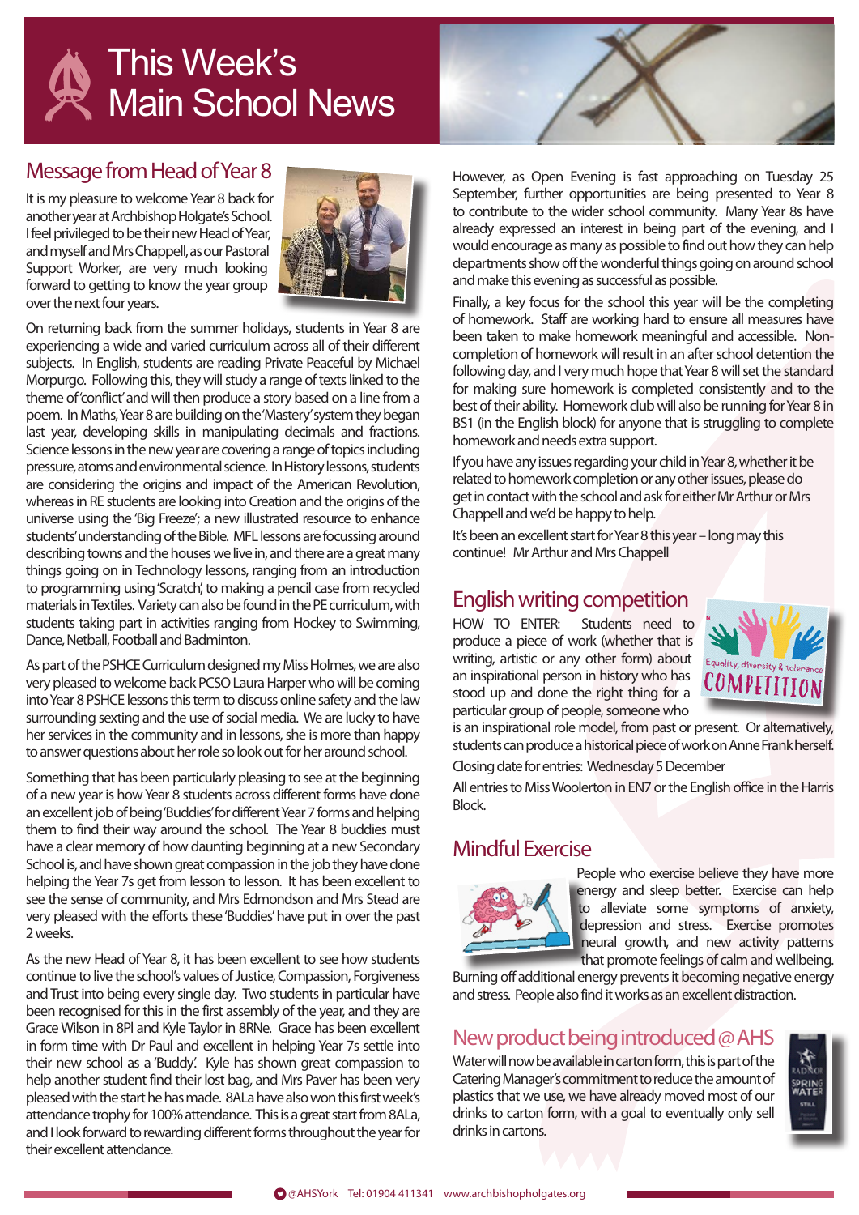# This Week's Main School News

## Message from Head of Year 8

It is my pleasure to welcome Year 8 back for another year at Archbishop Holgate's School. I feel privileged to be their new Head of Year, and myself and Mrs Chappell, as our Pastoral Support Worker, are very much looking forward to getting to know the year group over the next four years.

On returning back from the summer holidays, students in Year 8 are experiencing a wide and varied curriculum across all of their different subjects. In English, students are reading Private Peaceful by Michael Morpurgo. Following this, they will study a range of texts linked to the theme of 'conflict' and will then produce a story based on a line from a poem. In Maths, Year 8 are building on the 'Mastery' system they began last year, developing skills in manipulating decimals and fractions. Science lessons in the new year are covering a range of topics including pressure, atoms and environmental science. In History lessons, students are considering the origins and impact of the American Revolution, whereas in RE students are looking into Creation and the origins of the universe using the 'Big Freeze'; a new illustrated resource to enhance students' understanding of the Bible. MFL lessons are focussing around describing towns and the houses we live in, and there are a great many things going on in Technology lessons, ranging from an introduction to programming using 'Scratch', to making a pencil case from recycled materials in Textiles. Variety can also be found in the PE curriculum, with students taking part in activities ranging from Hockey to Swimming, Dance, Netball, Football and Badminton.

As part of the PSHCE Curriculum designed my Miss Holmes, we are also very pleased to welcome back PCSO Laura Harper who will be coming into Year 8 PSHCE lessons this term to discuss online safety and the law surrounding sexting and the use of social media. We are lucky to have her services in the community and in lessons, she is more than happy to answer questions about her role so look out for her around school.

Something that has been particularly pleasing to see at the beginning of a new year is how Year 8 students across different forms have done an excellent job of being 'Buddies' for different Year 7 forms and helping them to find their way around the school. The Year 8 buddies must have a clear memory of how daunting beginning at a new Secondary School is, and have shown great compassion in the job they have done helping the Year 7s get from lesson to lesson. It has been excellent to see the sense of community, and Mrs Edmondson and Mrs Stead are very pleased with the efforts these 'Buddies' have put in over the past 2 weeks.

As the new Head of Year 8, it has been excellent to see how students continue to live the school's values of Justice, Compassion, Forgiveness and Trust into being every single day. Two students in particular have been recognised for this in the first assembly of the year, and they are Grace Wilson in 8Pl and Kyle Taylor in 8RNe. Grace has been excellent in form time with Dr Paul and excellent in helping Year 7s settle into their new school as a 'Buddy'. Kyle has shown great compassion to help another student find their lost bag, and Mrs Paver has been very pleased with the start he has made. 8ALa have also won this first week's attendance trophy for 100% attendance. This is a great start from 8ALa, and I look forward to rewarding different forms throughout the year for their excellent attendance.

However, as Open Evening is fast approaching on Tuesday 25 September, further opportunities are being presented to Year 8 to contribute to the wider school community. Many Year 8s have already expressed an interest in being part of the evening, and I would encourage as many as possible to find out how they can help departments show off the wonderful things going on around school and make this evening as successful as possible.

Finally, a key focus for the school this year will be the completing of homework. Staff are working hard to ensure all measures have been taken to make homework meaningful and accessible. Non-completion of homework will result in an after school detention the following day, and I very much hope that Year 8 will set the standard for making sure homework is completed consistently and to the best of their ability. Homework club will also be running for Year 8 in BS1 (in the English block) for anyone that is struggling to complete homework and needs extra support.

If you have any issues regarding your child in Year 8, whether it be related to homework completion or any other issues, please do get in contact with the school and ask for either Mr Arthur or Mrs Chappell and we'd be happy to help.

It's been an excellent start for Year 8 this year – long may this continue! Mr Arthur and Mrs Chappell

## English writing competition

HOW TO ENTER: Students need to produce a piece of work (whether that is writing, artistic or any other form) about an inspirational person in history who has stood up and done the right thing for a particular group of people, someone who is an inspirational role model, from past or present. Or alternatively, students can produce a historical piece of work on Anne Frank herself.

Closing date for entries: Wednesday 5 December

All entries to Miss Woolerton in EN7 or the English office in the Harris Block.

## Mindful Exercise

People who exercise believe they have more energy and sleep better. Exercise can help to alleviate some symptoms of anxiety, depression and stress. Exercise promotes neural growth, and new activity patterns that promote feelings of calm and wellbeing. Burning off additional energy prevents it becoming negative energy and stress. People also find it works as an excellent distraction.

## New product being introduced @ AHS

Water will now be available in carton form, this is part of the Catering Manager's commitment to reduce the amount of plastics that we use, we have already moved most of our drinks to carton form, with a goal to eventually only sell drinks in cartons.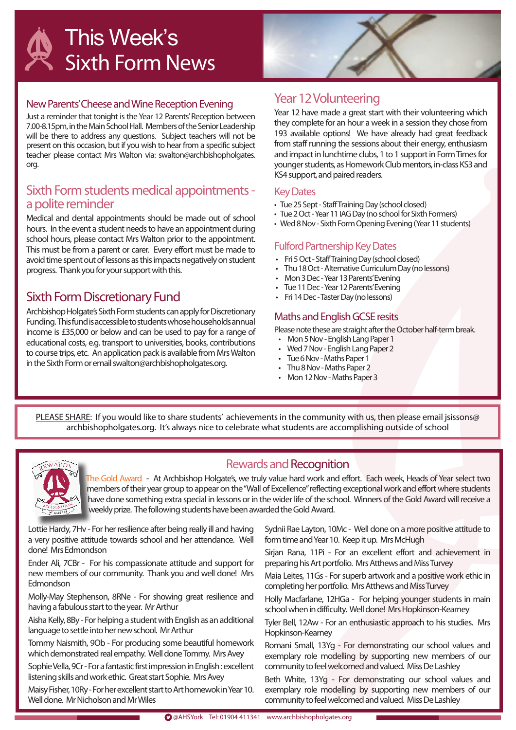# This Week's Sixth Form News

## New Parents' Cheese and Wine Reception Evening

Just a reminder that tonight is the Year 12 Parents' Reception between 7.00-8.15pm, in the Main School Hall. Members of the Senior Leadership will be there to address any questions. Subject teachers will not be present on this occasion, but if you wish to hear from a specific subject teacher please contact Mrs Walton via: swalton@archbishopholgates.org.

## Sixth Form students medical appointments - a polite reminder

Medical and dental appointments should be made out of school hours. In the event a student needs to have an appointment during school hours, please contact Mrs Walton prior to the appointment. This must be from a parent or carer. Every effort must be made to avoid time spent out of lessons as this impacts negatively on student progress. Thank you for your support with this.

## Sixth Form Discretionary Fund

Archbishop Holgate's Sixth Form students can apply for Discretionary Funding. This fund is accessible to students whose households annual income is £35,000 or below and can be used to pay for a range of educational costs, e.g. transport to universities, books, contributions to course trips, etc. An application pack is available from Mrs Walton in the Sixth Form or email swalton@archbishopholgates.org.

## Year 12 Volunteering

Year 12 have made a great start with their volunteering which they complete for an hour a week in a session they chose from 193 available options! We have already had great feedback from staff running the sessions about their energy, enthusiasm and impact in lunchtime clubs, 1 to 1 support in Form Times for younger students, as Homework Club mentors, in-class KS3 and KS4 support, and paired readers.

### Key Dates

- Tue 25 Sept - Staff Training Day (school closed)
- Tue 2 Oct - Year 11 IAG Day (no school for Sixth Formers)
- Wed 8 Nov - Sixth Form Opening Evening (Year 11 students)

### Fulford Partnership Key Dates

- Fri 5 Oct - Staff Training Day (school closed)
- Thu 18 Oct - Alternative Curriculum Day (no lessons)
- Mon 3 Dec - Year 13 Parents' Evening
- Tue 11 Dec - Year 12 Parents' Evening
- Fri 14 Dec - Taster Day (no lessons)

### Maths and English GCSE resits

Please note these are straight after the October half-term break.

- Mon 5 Nov - English Lang Paper 1
- Wed 7 Nov - English Lang Paper 2
- Tue 6 Nov - Maths Paper 1
- Thu 8 Nov - Maths Paper 2
- Mon 12 Nov - Maths Paper 3

PLEASE SHARE: If you would like to share students' achievements in the community with us, then please email jsissons@archbishopholgates.org. It's always nice to celebrate what students are accomplishing outside of school

## Rewards and Recognition

The Gold Award - At Archbishop Holgate's, we truly value hard work and effort. Each week, Heads of Year select two members of their year group to appear on the "Wall of Excellence" reflecting exceptional work and effort where students have done something extra special in lessons or in the wider life of the school. Winners of the Gold Award will receive a weekly prize. The following students have been awarded the Gold Award.

Lottie Hardy, 7Hv - For her resilience after being really ill and having a very positive attitude towards school and her attendance. Well done! Mrs Edmondson

Ender Ali, 7CBr - For his compassionate attitude and support for new members of our community. Thank you and well done! Mrs Edmondson

Molly-May Stephenson, 8RNe - For showing great resilience and having a fabulous start to the year. Mr Arthur

Aisha Kelly, 8By - For helping a student with English as an additional language to settle into her new school. Mr Arthur

Tommy Naismith, 9Ob - For producing some beautiful homework which demonstrated real empathy. Well done Tommy. Mrs Avey

Sophie Vella, 9Cr - For a fantastic first impression in English : excellent listening skills and work ethic. Great start Sophie. Mrs Avey

Maisy Fisher, 10Ry - For her excellent start to Art homewok in Year 10. Well done. Mr Nicholson and Mr Wiles

Sydnii Rae Layton, 10Mc - Well done on a more positive attitude to form time and Year 10. Keep it up. Mrs McHugh

Sirjan Rana, 11Pi - For an excellent effort and achievement in preparing his Art portfolio. Mrs Atthews and Miss Turvey

Maia Leites, 11Gs - For superb artwork and a positive work ethic in completing her portfolio. Mrs Atthews and Miss Turvey

Holly Macfarlane, 12HGa - For helping younger students in main school when in difficulty. Well done! Mrs Hopkinson-Kearney

Tyler Bell, 12Aw - For an enthusiastic approach to his studies. Mrs Hopkinson-Kearney

Romani Small, 13Yg - For demonstrating our school values and exemplary role modelling by supporting new members of our community to feel welcomed and valued. Miss De Lashley

Beth White, 13Yg - For demonstrating our school values and exemplary role modelling by supporting new members of our community to feel welcomed and valued. Miss De Lashley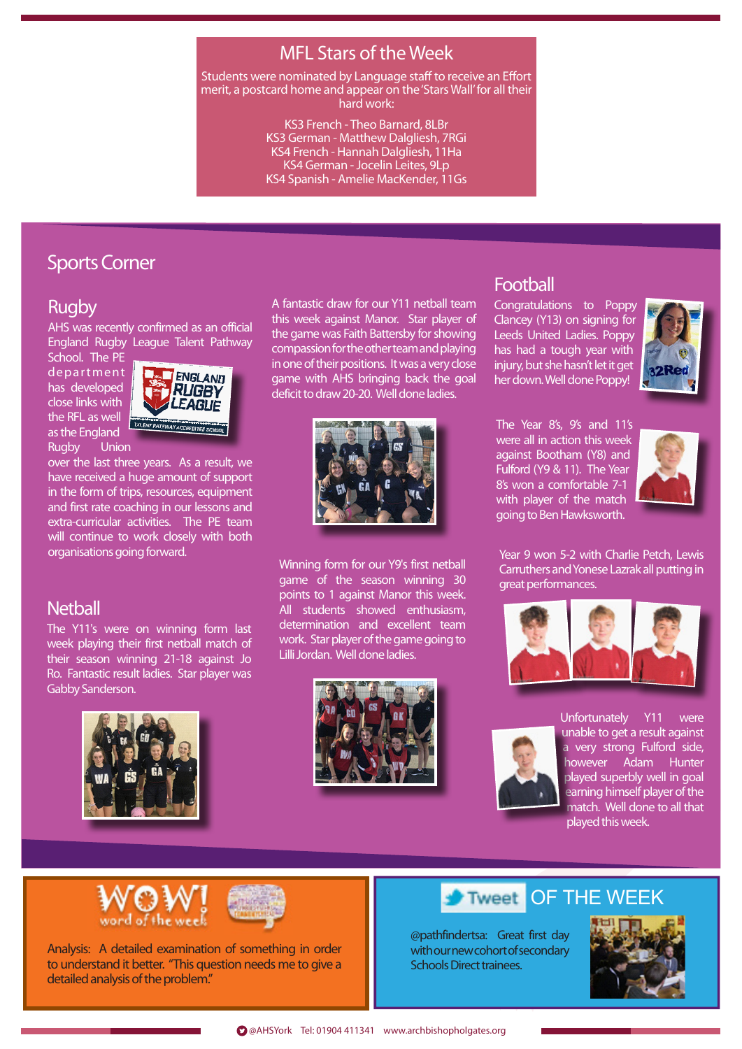## MFL Stars of the Week

Students were nominated by Language staff to receive an Effort merit, a postcard home and appear on the 'Stars Wall' for all their hard work:

KS3 French - Theo Barnard, 8LBr
KS3 German - Matthew Dalgliesh, 7RGi
KS4 French - Hannah Dalgliesh, 11Ha
KS4 German - Jocelin Leites, 9Lp
KS4 Spanish - Amelie MacKender, 11Gs

# Sports Corner

## Rugby

AHS was recently confirmed as an official England Rugby League Talent Pathway School. The PE department has developed close links with the RFL as well as the England Rugby Union over the last three years. As a result, we have received a huge amount of support in the form of trips, resources, equipment and first rate coaching in our lessons and extra-curricular activities. The PE team will continue to work closely with both organisations going forward.

## Netball

The Y11's were on winning form last week playing their first netball match of their season winning 21-18 against Jo Ro. Fantastic result ladies. Star player was Gabby Sanderson.

A fantastic draw for our Y11 netball team this week against Manor. Star player of the game was Faith Battersby for showing compassion for the other team and playing in one of their positions. It was a very close game with AHS bringing back the goal deficit to draw 20-20. Well done ladies.

Winning form for our Y9's first netball game of the season winning 30 points to 1 against Manor this week. All students showed enthusiasm, determination and excellent team work. Star player of the game going to Lilli Jordan. Well done ladies.

## Football

Congratulations to Poppy Clancey (Y13) on signing for Leeds United Ladies. Poppy has had a tough year with injury, but she hasn't let it get her down. Well done Poppy!

The Year 8's, 9's and 11's were all in action this week against Bootham (Y8) and Fulford (Y9 & 11). The Year 8's won a comfortable 7-1 with player of the match going to Ben Hawksworth.

Year 9 won 5-2 with Charlie Petch, Lewis Carruthers and Yonese Lazrak all putting in great performances.

Unfortunately Y11 were unable to get a result against a very strong Fulford side, however Adam Hunter played superbly well in goal earning himself player of the match. Well done to all that played this week.

## WOW! word of the week

Analysis: A detailed examination of something in order to understand it better. "This question needs me to give a detailed analysis of the problem."

## Tweet OF THE WEEK

@pathfindertsa: Great first day with our new cohort of secondary Schools Direct trainees.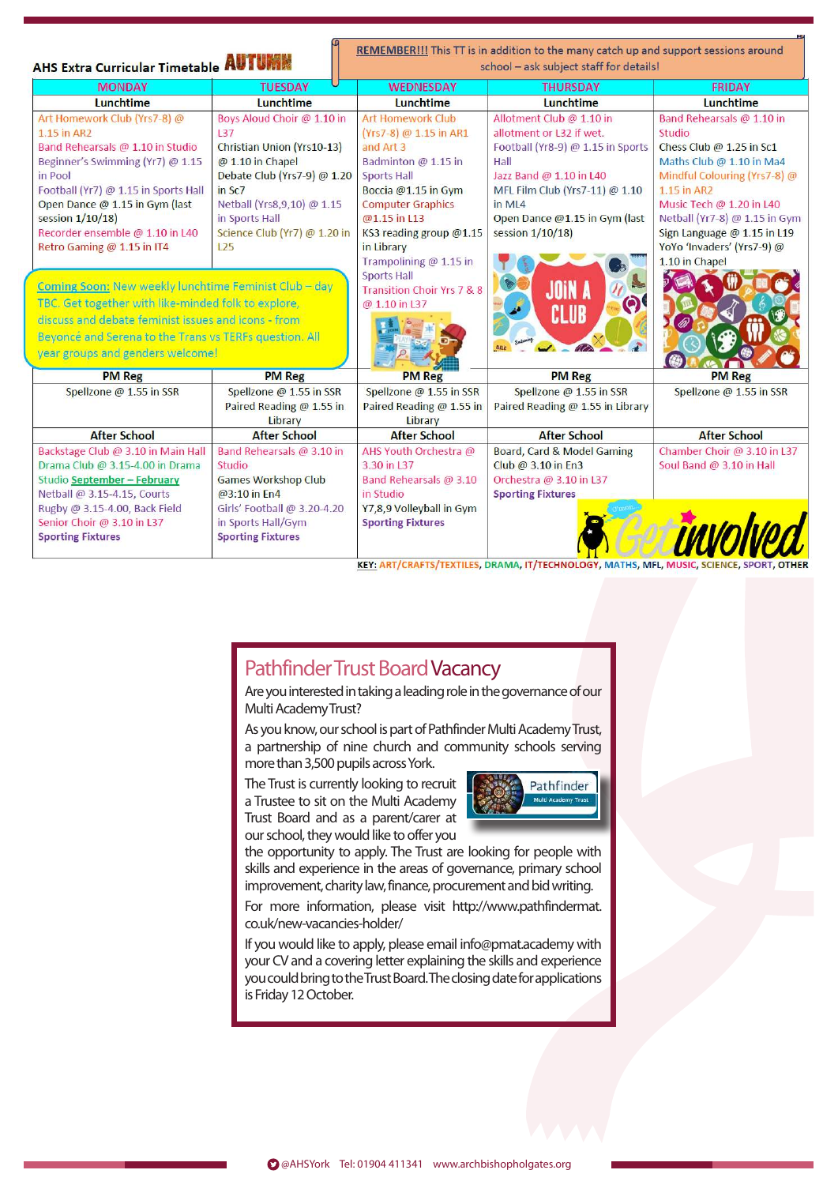AHS Extra Curricular Timetable **AUTUMN**

**REMEMBER!!!** This TT is in addition to the many catch up and support sessions around school – ask subject staff for details!

| MONDAY | TUESDAY | WEDNESDAY | THURSDAY | FRIDAY |
|---|---|---|---|---|
| **Lunchtime** | **Lunchtime** | **Lunchtime** | **Lunchtime** | **Lunchtime** |
| Art Homework Club (Yrs7-8) @ 1.15 in AR2<br>Band Rehearsals @ 1.10 in Studio<br>Beginner's Swimming (Yr7) @ 1.15 in Pool<br>Football (Yr7) @ 1.15 in Sports Hall<br>Open Dance @ 1.15 in Gym (last session 1/10/18)<br>Recorder ensemble @ 1.10 in L40<br>Retro Gaming @ 1.15 in IT4 | Boys Aloud Choir @ 1.10 in L37<br>Christian Union (Yrs10-13) @ 1.10 in Chapel<br>Debate Club (Yrs7-9) @ 1.20 in Sc7<br>Netball (Yrs8,9,10) @ 1.15 in Sports Hall<br>Science Club (Yr7) @ 1.20 in L25 | Art Homework Club (Yrs7-8) @ 1.15 in AR1 and Art 3<br>Badminton @ 1.15 in Sports Hall<br>Boccia @1.15 in Gym<br>Computer Graphics @1.15 in L13<br>KS3 reading group @1.15 in Library<br>Trampolining @ 1.15 in Sports Hall<br>Transition Choir Yrs 7 & 8 @ 1.10 in L37 | Allotment Club @ 1.10 in allotment or L32 if wet.<br>Football (Yr8-9) @ 1.15 in Sports Hall<br>Jazz Band @ 1.10 in L40<br>MFL Film Club (Yrs7-11) @ 1.10 in ML4<br>Open Dance @1.15 in Gym (last session 1/10/18) | Band Rehearsals @ 1.10 in Studio<br>Chess Club @ 1.25 in Sc1<br>Maths Club @ 1.10 in Ma4<br>Mindful Colouring (Yrs7-8) @ 1.15 in AR2<br>Music Tech @ 1.20 in L40<br>Netball (Yr7-8) @ 1.15 in Gym<br>Sign Language @ 1.15 in L19<br>YoYo 'Invaders' (Yrs7-9) @ 1.10 in Chapel |
| **PM Reg** | **PM Reg** | **PM Reg** | **PM Reg** | **PM Reg** |
| Spellzone @ 1.55 in SSR | Spellzone @ 1.55 in SSR<br>Paired Reading @ 1.55 in Library | Spellzone @ 1.55 in SSR<br>Paired Reading @ 1.55 in Library | Spellzone @ 1.55 in SSR<br>Paired Reading @ 1.55 in Library | Spellzone @ 1.55 in SSR |
| **After School** | **After School** | **After School** | **After School** | **After School** |
| Backstage Club @ 3.10 in Main Hall<br>Drama Club @ 3.15-4.00 in Drama Studio **September – February**<br>Netball @ 3.15-4.15, Courts<br>Rugby @ 3.15-4.00, Back Field<br>Senior Choir @ 3.10 in L37<br>**Sporting Fixtures** | Band Rehearsals @ 3.10 in Studio<br>Games Workshop Club @3:10 in En4<br>Girls' Football @ 3.20-4.20 in Sports Hall/Gym<br>**Sporting Fixtures** | AHS Youth Orchestra @ 3.30 in L37<br>Band Rehearsals @ 3.10 in Studio<br>Y7,8,9 Volleyball in Gym<br>**Sporting Fixtures** | Board, Card & Model Gaming Club @ 3.10 in En3<br>Orchestra @ 3.10 in L37<br>**Sporting Fixtures** | Chamber Choir @ 3.10 in L37<br>Soul Band @ 3.10 in Hall |

**Coming Soon:** New weekly lunchtime Feminist Club – day TBC. Get together with like-minded folk to explore, discuss and debate feminist issues and icons - from Beyoncé and Serena to the Trans vs TERFs question. All year groups and genders welcome!

JOIN A CLUB

Get involved

KEY: ART/CRAFTS/TEXTILES, DRAMA, IT/TECHNOLOGY, MATHS, MFL, MUSIC, SCIENCE, SPORT, OTHER

## Pathfinder Trust Board Vacancy

Are you interested in taking a leading role in the governance of our Multi Academy Trust?

As you know, our school is part of Pathfinder Multi Academy Trust, a partnership of nine church and community schools serving more than 3,500 pupils across York.

The Trust is currently looking to recruit a Trustee to sit on the Multi Academy Trust Board and as a parent/carer at our school, they would like to offer you the opportunity to apply. The Trust are looking for people with skills and experience in the areas of governance, primary school improvement, charity law, finance, procurement and bid writing.

For more information, please visit http://www.pathfindermat.co.uk/new-vacancies-holder/

If you would like to apply, please email info@pmat.academy with your CV and a covering letter explaining the skills and experience you could bring to the Trust Board. The closing date for applications is Friday 12 October.

@AHSYork Tel: 01904 411341 www.archbishopholgates.org